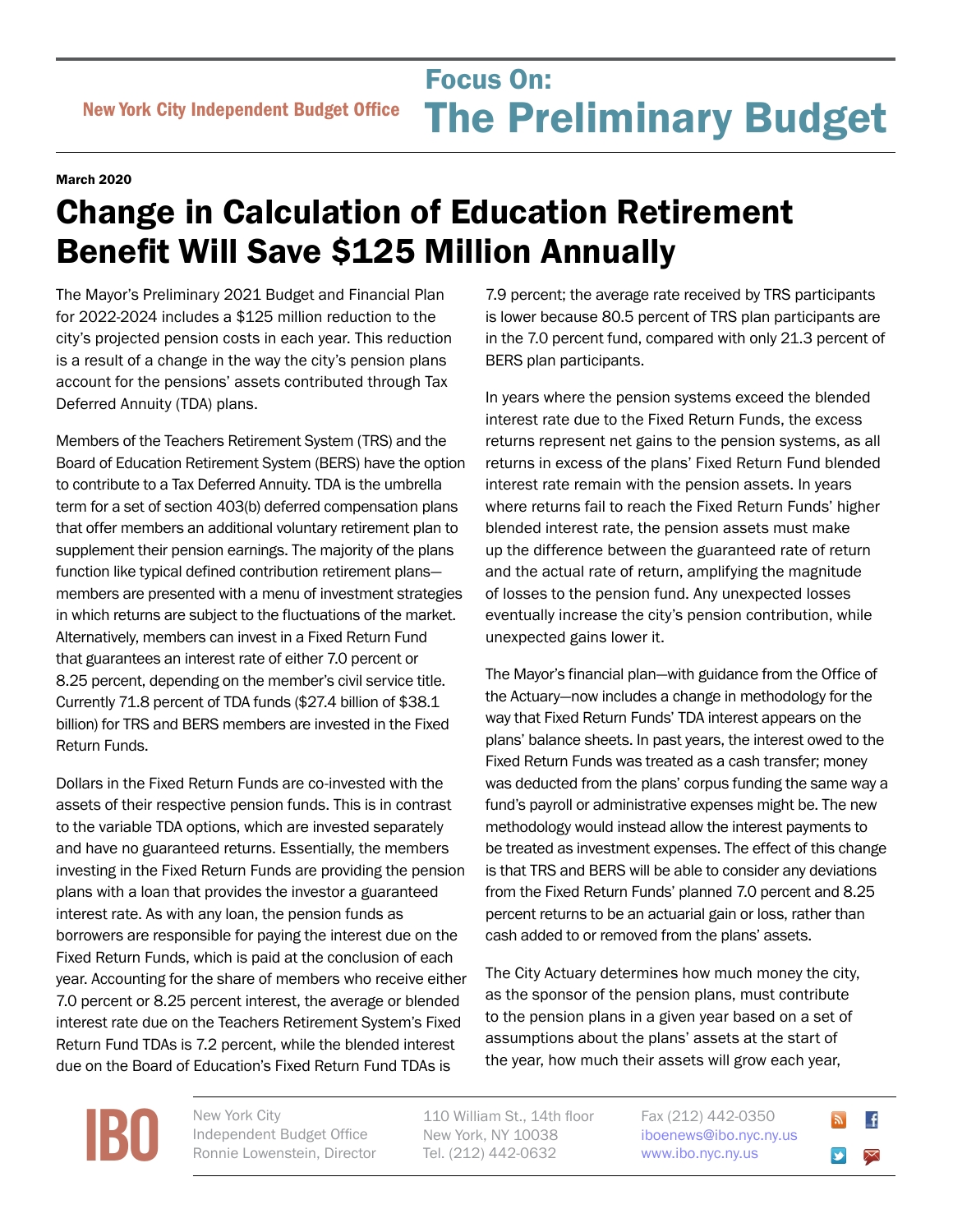New York City Independent Budget Office

# Focus On: The Preliminary Budget

**March 2020**

# Change in Calculation of Education Retirement Benefit Will Save $125 Million Annually

The Mayor's Preliminary 2021 Budget and Financial Plan for 2022-2024 includes a $125 million reduction to the city's projected pension costs in each year. This reduction is a result of a change in the way the city's pension plans account for the pensions' assets contributed through Tax Deferred Annuity (TDA) plans.

Members of the Teachers Retirement System (TRS) and the Board of Education Retirement System (BERS) have the option to contribute to a Tax Deferred Annuity. TDA is the umbrella term for a set of section 403(b) deferred compensation plans that offer members an additional voluntary retirement plan to supplement their pension earnings. The majority of the plans function like typical defined contribution retirement plans—members are presented with a menu of investment strategies in which returns are subject to the fluctuations of the market. Alternatively, members can invest in a Fixed Return Fund that guarantees an interest rate of either 7.0 percent or 8.25 percent, depending on the member's civil service title. Currently 71.8 percent of TDA funds ($27.4 billion of $38.1 billion) for TRS and BERS members are invested in the Fixed Return Funds.

Dollars in the Fixed Return Funds are co-invested with the assets of their respective pension funds. This is in contrast to the variable TDA options, which are invested separately and have no guaranteed returns. Essentially, the members investing in the Fixed Return Funds are providing the pension plans with a loan that provides the investor a guaranteed interest rate. As with any loan, the pension funds as borrowers are responsible for paying the interest due on the Fixed Return Funds, which is paid at the conclusion of each year. Accounting for the share of members who receive either 7.0 percent or 8.25 percent interest, the average or blended interest rate due on the Teachers Retirement System's Fixed Return Fund TDAs is 7.2 percent, while the blended interest due on the Board of Education's Fixed Return Fund TDAs is 7.9 percent; the average rate received by TRS participants is lower because 80.5 percent of TRS plan participants are in the 7.0 percent fund, compared with only 21.3 percent of BERS plan participants.

In years where the pension systems exceed the blended interest rate due to the Fixed Return Funds, the excess returns represent net gains to the pension systems, as all returns in excess of the plans' Fixed Return Fund blended interest rate remain with the pension assets. In years where returns fail to reach the Fixed Return Funds' higher blended interest rate, the pension assets must make up the difference between the guaranteed rate of return and the actual rate of return, amplifying the magnitude of losses to the pension fund. Any unexpected losses eventually increase the city's pension contribution, while unexpected gains lower it.

The Mayor's financial plan—with guidance from the Office of the Actuary—now includes a change in methodology for the way that Fixed Return Funds' TDA interest appears on the plans' balance sheets. In past years, the interest owed to the Fixed Return Funds was treated as a cash transfer; money was deducted from the plans' corpus funding the same way a fund's payroll or administrative expenses might be. The new methodology would instead allow the interest payments to be treated as investment expenses. The effect of this change is that TRS and BERS will be able to consider any deviations from the Fixed Return Funds' planned 7.0 percent and 8.25 percent returns to be an actuarial gain or loss, rather than cash added to or removed from the plans' assets.

The City Actuary determines how much money the city, as the sponsor of the pension plans, must contribute to the pension plans in a given year based on a set of assumptions about the plans' assets at the start of the year, how much their assets will grow each year,

IBO New York City Independent Budget Office Ronnie Lowenstein, Director | 110 William St., 14th floor New York, NY 10038 Tel. (212) 442-0632 | Fax (212) 442-0350 iboenews@ibo.nyc.ny.us www.ibo.nyc.ny.us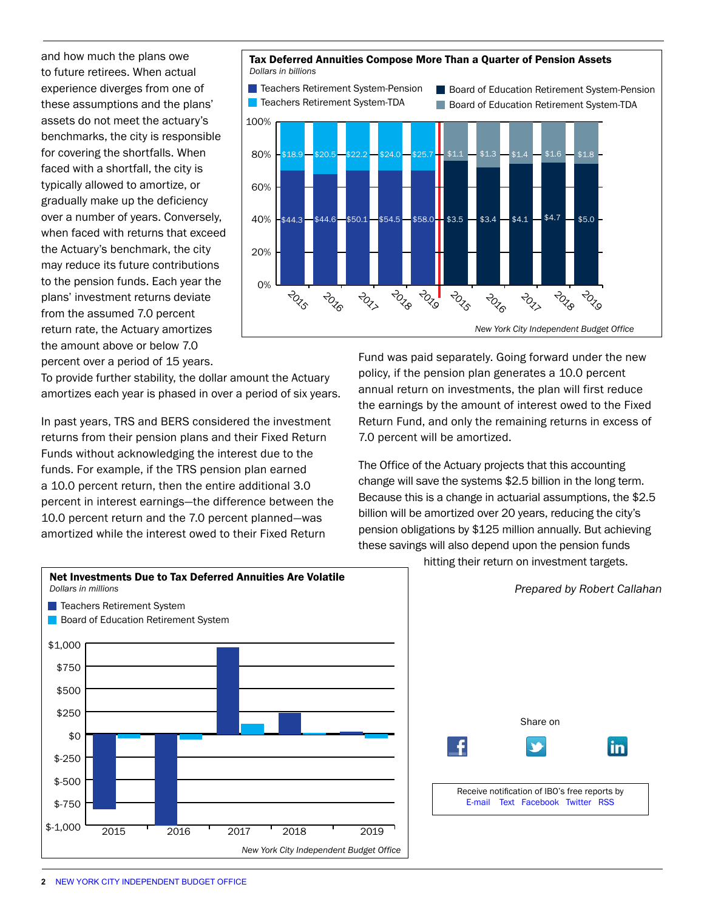and how much the plans owe to future retirees. When actual experience diverges from one of these assumptions and the plans' assets do not meet the actuary's benchmarks, the city is responsible for covering the shortfalls. When faced with a shortfall, the city is typically allowed to amortize, or gradually make up the deficiency over a number of years. Conversely, when faced with returns that exceed the Actuary's benchmark, the city may reduce its future contributions to the pension funds. Each year the plans' investment returns deviate from the assumed 7.0 percent return rate, the Actuary amortizes the amount above or below 7.0 percent over a period of 15 years. To provide further stability, the dollar amount the Actuary amortizes each year is phased in over a period of six years.

In past years, TRS and BERS considered the investment returns from their pension plans and their Fixed Return Funds without acknowledging the interest due to the funds. For example, if the TRS pension plan earned a 10.0 percent return, then the entire additional 3.0 percent in interest earnings—the difference between the 10.0 percent return and the 7.0 percent planned—was amortized while the interest owed to their Fixed Return Fund was paid separately. Going forward under the new policy, if the pension plan generates a 10.0 percent annual return on investments, the plan will first reduce the earnings by the amount of interest owed to the Fixed Return Fund, and only the remaining returns in excess of 7.0 percent will be amortized.

The Office of the Actuary projects that this accounting change will save the systems $2.5 billion in the long term. Because this is a change in actuarial assumptions, the $2.5 billion will be amortized over 20 years, reducing the city's pension obligations by $125 million annually. But achieving these savings will also depend upon the pension funds hitting their return on investment targets.

*Prepared by Robert Callahan*

**Tax Deferred Annuities Compose More Than a Quarter of Pension Assets**

*Dollars in billions*

Teachers Retirement System-Pension
Teachers Retirement System-TDA
Board of Education Retirement System-Pension
Board of Education Retirement System-TDA

100%
80%
60%
40%
20%
0%

$18.9 $20.5 $22.2 $24.0 $25.7 $1.1 $1.3 $1.4 $1.6 $1.8

$44.3 $44.6 $50.1 $54.5 $58.0 $3.5 $3.4 $4.1 $4.7 $5.0

2015 2016 2017 2018 2019 2015 2016 2017 2018 2019

*New York City Independent Budget Office*

**Net Investments Due to Tax Deferred Annuities Are Volatile**

*Dollars in millions*

Teachers Retirement System
Board of Education Retirement System

$1,000
$750
$500
$250
$0
$-250
$-500
$-750
$-1,000

2015 2016 2017 2018 2019

*New York City Independent Budget Office*

Share on

Receive notification of IBO's free reports by
E-mail Text Facebook Twitter RSS